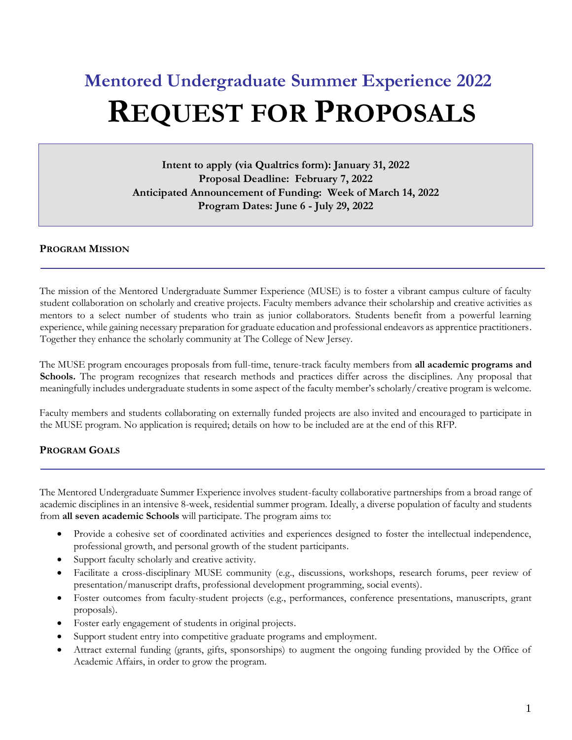# Mentored Undergraduate Summer Experience 2022

# REQUEST FOR PROPOSALS

**Intent to apply (via Qualtrics form): January 31, 2022**
**Proposal Deadline: February 7, 2022**
**Anticipated Announcement of Funding: Week of March 14, 2022**
**Program Dates: June 6 - July 29, 2022**

## PROGRAM MISSION

The mission of the Mentored Undergraduate Summer Experience (MUSE) is to foster a vibrant campus culture of faculty student collaboration on scholarly and creative projects. Faculty members advance their scholarship and creative activities as mentors to a select number of students who train as junior collaborators. Students benefit from a powerful learning experience, while gaining necessary preparation for graduate education and professional endeavors as apprentice practitioners. Together they enhance the scholarly community at The College of New Jersey.

The MUSE program encourages proposals from full-time, tenure-track faculty members from **all academic programs and Schools.** The program recognizes that research methods and practices differ across the disciplines. Any proposal that meaningfully includes undergraduate students in some aspect of the faculty member's scholarly/creative program is welcome.

Faculty members and students collaborating on externally funded projects are also invited and encouraged to participate in the MUSE program. No application is required; details on how to be included are at the end of this RFP.

## PROGRAM GOALS

The Mentored Undergraduate Summer Experience involves student-faculty collaborative partnerships from a broad range of academic disciplines in an intensive 8-week, residential summer program. Ideally, a diverse population of faculty and students from **all seven academic Schools** will participate. The program aims to:

- Provide a cohesive set of coordinated activities and experiences designed to foster the intellectual independence, professional growth, and personal growth of the student participants.
- Support faculty scholarly and creative activity.
- Facilitate a cross-disciplinary MUSE community (e.g., discussions, workshops, research forums, peer review of presentation/manuscript drafts, professional development programming, social events).
- Foster outcomes from faculty-student projects (e.g., performances, conference presentations, manuscripts, grant proposals).
- Foster early engagement of students in original projects.
- Support student entry into competitive graduate programs and employment.
- Attract external funding (grants, gifts, sponsorships) to augment the ongoing funding provided by the Office of Academic Affairs, in order to grow the program.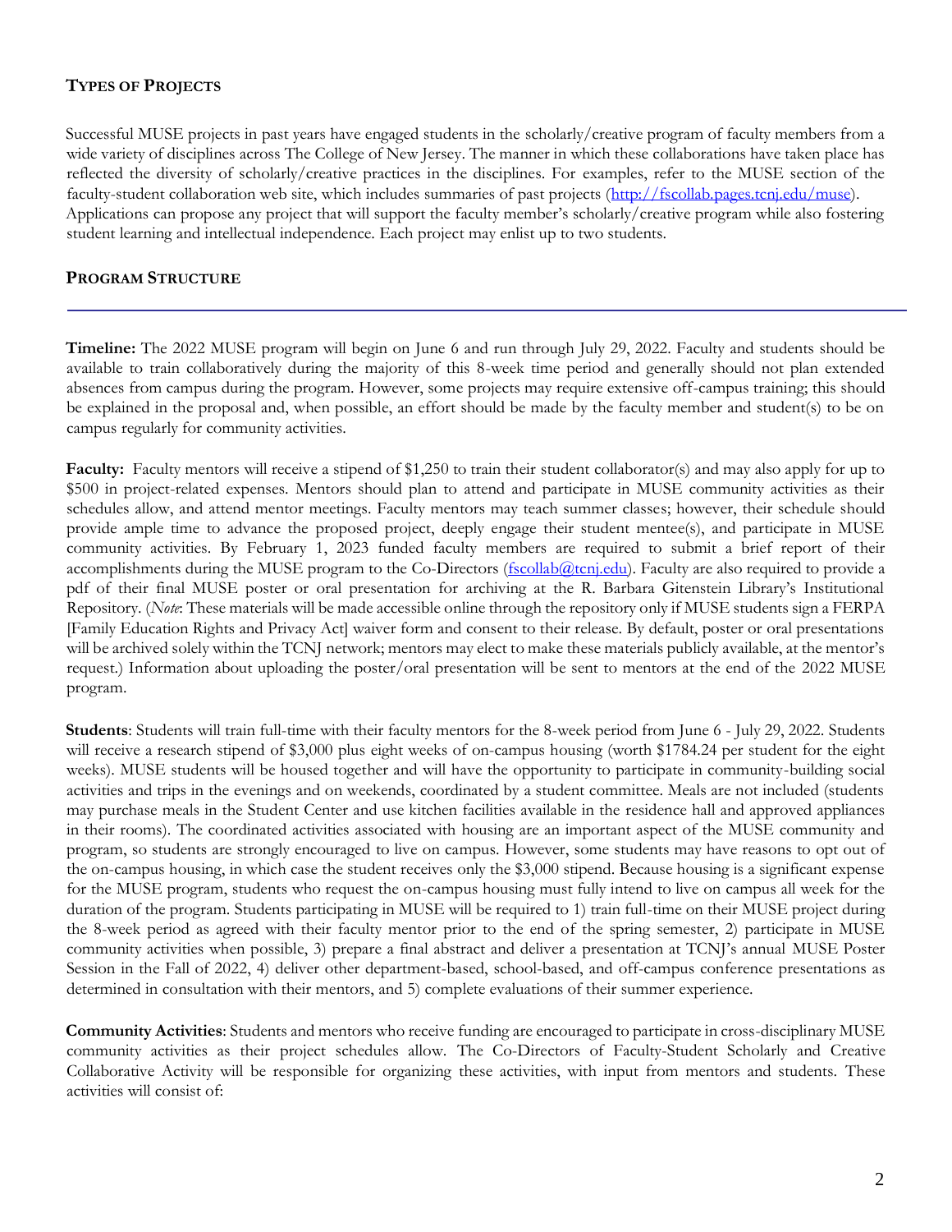## Types of Projects

Successful MUSE projects in past years have engaged students in the scholarly/creative program of faculty members from a wide variety of disciplines across The College of New Jersey. The manner in which these collaborations have taken place has reflected the diversity of scholarly/creative practices in the disciplines. For examples, refer to the MUSE section of the faculty-student collaboration web site, which includes summaries of past projects (http://fscollab.pages.tcnj.edu/muse). Applications can propose any project that will support the faculty member's scholarly/creative program while also fostering student learning and intellectual independence. Each project may enlist up to two students.

## Program Structure

**Timeline:** The 2022 MUSE program will begin on June 6 and run through July 29, 2022. Faculty and students should be available to train collaboratively during the majority of this 8-week time period and generally should not plan extended absences from campus during the program. However, some projects may require extensive off-campus training; this should be explained in the proposal and, when possible, an effort should be made by the faculty member and student(s) to be on campus regularly for community activities.

**Faculty:** Faculty mentors will receive a stipend of $1,250 to train their student collaborator(s) and may also apply for up to $500 in project-related expenses. Mentors should plan to attend and participate in MUSE community activities as their schedules allow, and attend mentor meetings. Faculty mentors may teach summer classes; however, their schedule should provide ample time to advance the proposed project, deeply engage their student mentee(s), and participate in MUSE community activities. By February 1, 2023 funded faculty members are required to submit a brief report of their accomplishments during the MUSE program to the Co-Directors (fscollab@tcnj.edu). Faculty are also required to provide a pdf of their final MUSE poster or oral presentation for archiving at the R. Barbara Gitenstein Library's Institutional Repository. (*Note*: These materials will be made accessible online through the repository only if MUSE students sign a FERPA [Family Education Rights and Privacy Act] waiver form and consent to their release. By default, poster or oral presentations will be archived solely within the TCNJ network; mentors may elect to make these materials publicly available, at the mentor's request.) Information about uploading the poster/oral presentation will be sent to mentors at the end of the 2022 MUSE program.

**Students**: Students will train full-time with their faculty mentors for the 8-week period from June 6 - July 29, 2022. Students will receive a research stipend of $3,000 plus eight weeks of on-campus housing (worth $1784.24 per student for the eight weeks). MUSE students will be housed together and will have the opportunity to participate in community-building social activities and trips in the evenings and on weekends, coordinated by a student committee. Meals are not included (students may purchase meals in the Student Center and use kitchen facilities available in the residence hall and approved appliances in their rooms). The coordinated activities associated with housing are an important aspect of the MUSE community and program, so students are strongly encouraged to live on campus. However, some students may have reasons to opt out of the on-campus housing, in which case the student receives only the $3,000 stipend. Because housing is a significant expense for the MUSE program, students who request the on-campus housing must fully intend to live on campus all week for the duration of the program. Students participating in MUSE will be required to 1) train full-time on their MUSE project during the 8-week period as agreed with their faculty mentor prior to the end of the spring semester, 2) participate in MUSE community activities when possible, 3) prepare a final abstract and deliver a presentation at TCNJ's annual MUSE Poster Session in the Fall of 2022, 4) deliver other department-based, school-based, and off-campus conference presentations as determined in consultation with their mentors, and 5) complete evaluations of their summer experience.

**Community Activities**: Students and mentors who receive funding are encouraged to participate in cross-disciplinary MUSE community activities as their project schedules allow. The Co-Directors of Faculty-Student Scholarly and Creative Collaborative Activity will be responsible for organizing these activities, with input from mentors and students. These activities will consist of: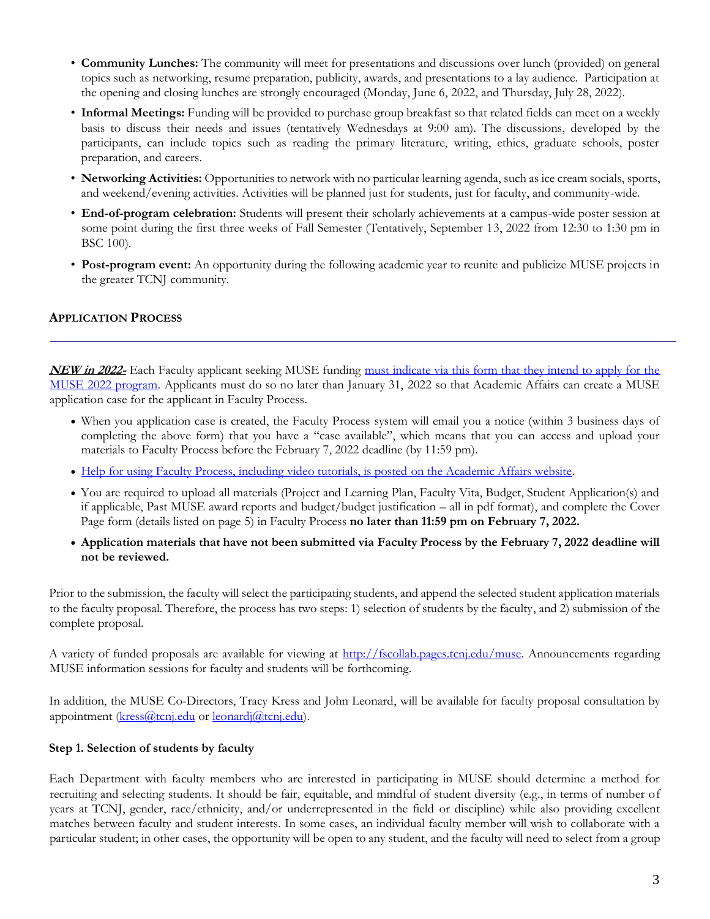- **Community Lunches:** The community will meet for presentations and discussions over lunch (provided) on general topics such as networking, resume preparation, publicity, awards, and presentations to a lay audience. Participation at the opening and closing lunches are strongly encouraged (Monday, June 6, 2022, and Thursday, July 28, 2022).
- **Informal Meetings:** Funding will be provided to purchase group breakfast so that related fields can meet on a weekly basis to discuss their needs and issues (tentatively Wednesdays at 9:00 am). The discussions, developed by the participants, can include topics such as reading the primary literature, writing, ethics, graduate schools, poster preparation, and careers.
- **Networking Activities:** Opportunities to network with no particular learning agenda, such as ice cream socials, sports, and weekend/evening activities. Activities will be planned just for students, just for faculty, and community-wide.
- **End-of-program celebration:** Students will present their scholarly achievements at a campus-wide poster session at some point during the first three weeks of Fall Semester (Tentatively, September 13, 2022 from 12:30 to 1:30 pm in BSC 100).
- **Post-program event:** An opportunity during the following academic year to reunite and publicize MUSE projects in the greater TCNJ community.

## APPLICATION PROCESS

***NEW in 2022-*** Each Faculty applicant seeking MUSE funding must indicate via this form that they intend to apply for the MUSE 2022 program. Applicants must do so no later than January 31, 2022 so that Academic Affairs can create a MUSE application case for the applicant in Faculty Process.

- When you application case is created, the Faculty Process system will email you a notice (within 3 business days of completing the above form) that you have a "case available", which means that you can access and upload your materials to Faculty Process before the February 7, 2022 deadline (by 11:59 pm).
- Help for using Faculty Process, including video tutorials, is posted on the Academic Affairs website.
- You are required to upload all materials (Project and Learning Plan, Faculty Vita, Budget, Student Application(s) and if applicable, Past MUSE award reports and budget/budget justification – all in pdf format), and complete the Cover Page form (details listed on page 5) in Faculty Process **no later than 11:59 pm on February 7, 2022.**
- **Application materials that have not been submitted via Faculty Process by the February 7, 2022 deadline will not be reviewed.**

Prior to the submission, the faculty will select the participating students, and append the selected student application materials to the faculty proposal. Therefore, the process has two steps: 1) selection of students by the faculty, and 2) submission of the complete proposal.

A variety of funded proposals are available for viewing at http://fscollab.pages.tcnj.edu/muse. Announcements regarding MUSE information sessions for faculty and students will be forthcoming.

In addition, the MUSE Co-Directors, Tracy Kress and John Leonard, will be available for faculty proposal consultation by appointment (kress@tcnj.edu or leonardj@tcnj.edu).

### Step 1. Selection of students by faculty

Each Department with faculty members who are interested in participating in MUSE should determine a method for recruiting and selecting students. It should be fair, equitable, and mindful of student diversity (e.g., in terms of number of years at TCNJ, gender, race/ethnicity, and/or underrepresented in the field or discipline) while also providing excellent matches between faculty and student interests. In some cases, an individual faculty member will wish to collaborate with a particular student; in other cases, the opportunity will be open to any student, and the faculty will need to select from a group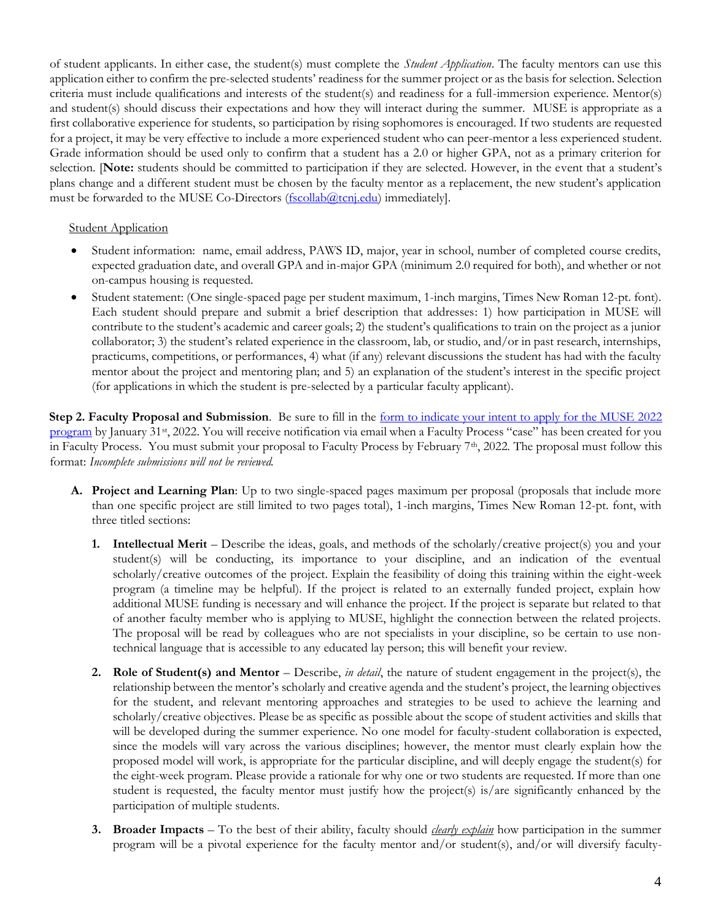of student applicants. In either case, the student(s) must complete the *Student Application*. The faculty mentors can use this application either to confirm the pre-selected students' readiness for the summer project or as the basis for selection. Selection criteria must include qualifications and interests of the student(s) and readiness for a full-immersion experience. Mentor(s) and student(s) should discuss their expectations and how they will interact during the summer. MUSE is appropriate as a first collaborative experience for students, so participation by rising sophomores is encouraged. If two students are requested for a project, it may be very effective to include a more experienced student who can peer-mentor a less experienced student. Grade information should be used only to confirm that a student has a 2.0 or higher GPA, not as a primary criterion for selection. [**Note:** students should be committed to participation if they are selected. However, in the event that a student's plans change and a different student must be chosen by the faculty mentor as a replacement, the new student's application must be forwarded to the MUSE Co-Directors (fscollab@tcnj.edu) immediately].

Student Application

- Student information: name, email address, PAWS ID, major, year in school, number of completed course credits, expected graduation date, and overall GPA and in-major GPA (minimum 2.0 required for both), and whether or not on-campus housing is requested.
- Student statement: (One single-spaced page per student maximum, 1-inch margins, Times New Roman 12-pt. font). Each student should prepare and submit a brief description that addresses: 1) how participation in MUSE will contribute to the student's academic and career goals; 2) the student's qualifications to train on the project as a junior collaborator; 3) the student's related experience in the classroom, lab, or studio, and/or in past research, internships, practicums, competitions, or performances, 4) what (if any) relevant discussions the student has had with the faculty mentor about the project and mentoring plan; and 5) an explanation of the student's interest in the specific project (for applications in which the student is pre-selected by a particular faculty applicant).

**Step 2. Faculty Proposal and Submission**. Be sure to fill in the form to indicate your intent to apply for the MUSE 2022 program by January 31st, 2022. You will receive notification via email when a Faculty Process "case" has been created for you in Faculty Process. You must submit your proposal to Faculty Process by February 7th, 2022. The proposal must follow this format: *Incomplete submissions will not be reviewed.*

**A. Project and Learning Plan**: Up to two single-spaced pages maximum per proposal (proposals that include more than one specific project are still limited to two pages total), 1-inch margins, Times New Roman 12-pt. font, with three titled sections:

1. **Intellectual Merit** – Describe the ideas, goals, and methods of the scholarly/creative project(s) you and your student(s) will be conducting, its importance to your discipline, and an indication of the eventual scholarly/creative outcomes of the project. Explain the feasibility of doing this training within the eight-week program (a timeline may be helpful). If the project is related to an externally funded project, explain how additional MUSE funding is necessary and will enhance the project. If the project is separate but related to that of another faculty member who is applying to MUSE, highlight the connection between the related projects. The proposal will be read by colleagues who are not specialists in your discipline, so be certain to use non-technical language that is accessible to any educated lay person; this will benefit your review.

2. **Role of Student(s) and Mentor** – Describe, *in detail*, the nature of student engagement in the project(s), the relationship between the mentor's scholarly and creative agenda and the student's project, the learning objectives for the student, and relevant mentoring approaches and strategies to be used to achieve the learning and scholarly/creative objectives. Please be as specific as possible about the scope of student activities and skills that will be developed during the summer experience. No one model for faculty-student collaboration is expected, since the models will vary across the various disciplines; however, the mentor must clearly explain how the proposed model will work, is appropriate for the particular discipline, and will deeply engage the student(s) for the eight-week program. Please provide a rationale for why one or two students are requested. If more than one student is requested, the faculty mentor must justify how the project(s) is/are significantly enhanced by the participation of multiple students.

3. **Broader Impacts** – To the best of their ability, faculty should ***clearly explain*** how participation in the summer program will be a pivotal experience for the faculty mentor and/or student(s), and/or will diversify faculty-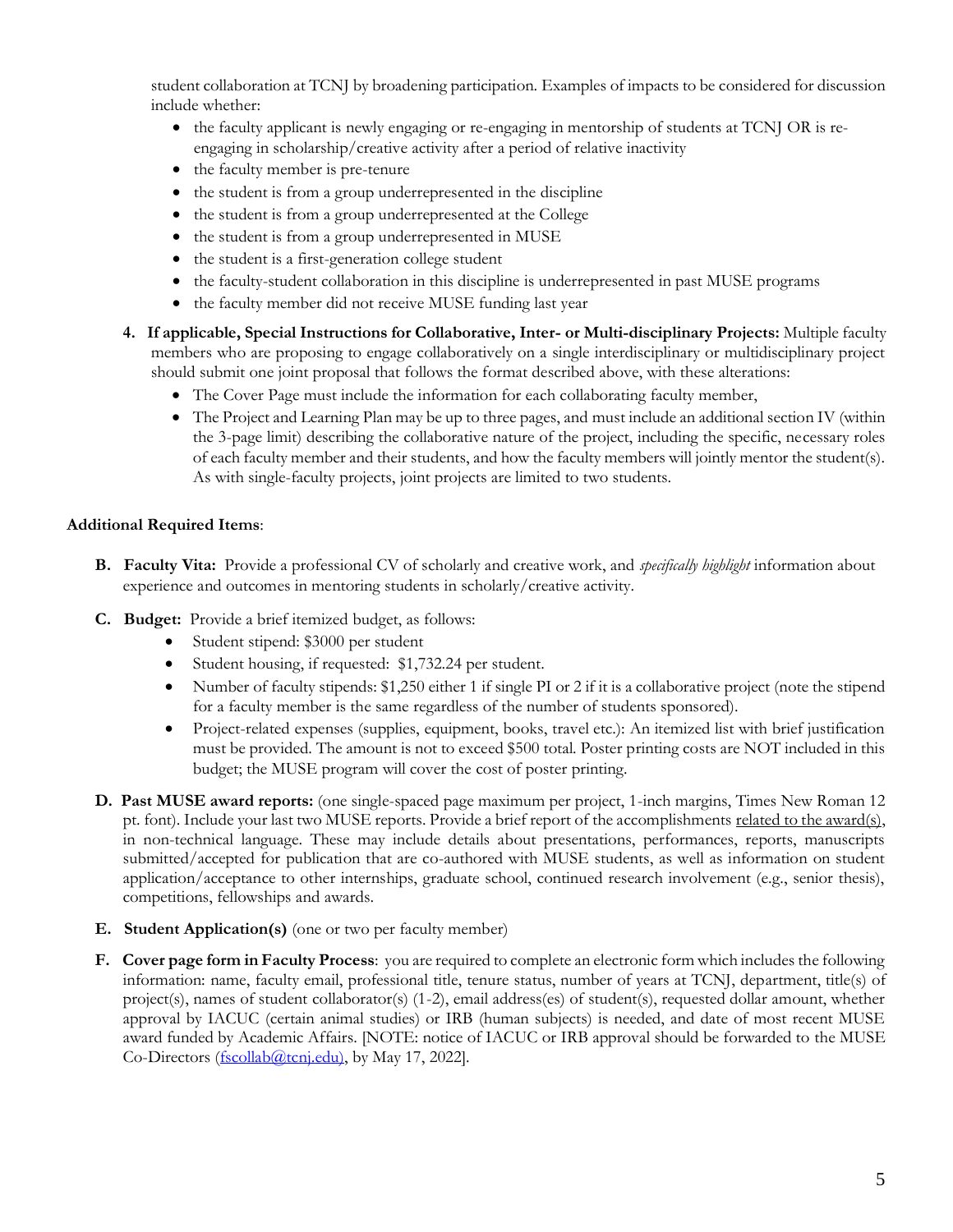student collaboration at TCNJ by broadening participation. Examples of impacts to be considered for discussion include whether:

- the faculty applicant is newly engaging or re-engaging in mentorship of students at TCNJ OR is re-engaging in scholarship/creative activity after a period of relative inactivity
- the faculty member is pre-tenure
- the student is from a group underrepresented in the discipline
- the student is from a group underrepresented at the College
- the student is from a group underrepresented in MUSE
- the student is a first-generation college student
- the faculty-student collaboration in this discipline is underrepresented in past MUSE programs
- the faculty member did not receive MUSE funding last year

4. **If applicable, Special Instructions for Collaborative, Inter- or Multi-disciplinary Projects:** Multiple faculty members who are proposing to engage collaboratively on a single interdisciplinary or multidisciplinary project should submit one joint proposal that follows the format described above, with these alterations:
   - The Cover Page must include the information for each collaborating faculty member,
   - The Project and Learning Plan may be up to three pages, and must include an additional section IV (within the 3-page limit) describing the collaborative nature of the project, including the specific, necessary roles of each faculty member and their students, and how the faculty members will jointly mentor the student(s). As with single-faculty projects, joint projects are limited to two students.

**Additional Required Items**:

**B. Faculty Vita:** Provide a professional CV of scholarly and creative work, and *specifically highlight* information about experience and outcomes in mentoring students in scholarly/creative activity.

**C. Budget:** Provide a brief itemized budget, as follows:

- Student stipend: $3000 per student
- Student housing, if requested: $1,732.24 per student.
- Number of faculty stipends: $1,250 either 1 if single PI or 2 if it is a collaborative project (note the stipend for a faculty member is the same regardless of the number of students sponsored).
- Project-related expenses (supplies, equipment, books, travel etc.): An itemized list with brief justification must be provided. The amount is not to exceed $500 total. Poster printing costs are NOT included in this budget; the MUSE program will cover the cost of poster printing.

**D. Past MUSE award reports:** (one single-spaced page maximum per project, 1-inch margins, Times New Roman 12 pt. font). Include your last two MUSE reports. Provide a brief report of the accomplishments related to the award(s), in non-technical language. These may include details about presentations, performances, reports, manuscripts submitted/accepted for publication that are co-authored with MUSE students, as well as information on student application/acceptance to other internships, graduate school, continued research involvement (e.g., senior thesis), competitions, fellowships and awards.

**E. Student Application(s)** (one or two per faculty member)

**F. Cover page form in Faculty Process**: you are required to complete an electronic form which includes the following information: name, faculty email, professional title, tenure status, number of years at TCNJ, department, title(s) of project(s), names of student collaborator(s) (1-2), email address(es) of student(s), requested dollar amount, whether approval by IACUC (certain animal studies) or IRB (human subjects) is needed, and date of most recent MUSE award funded by Academic Affairs. [NOTE: notice of IACUC or IRB approval should be forwarded to the MUSE Co-Directors (fscollab@tcnj.edu), by May 17, 2022].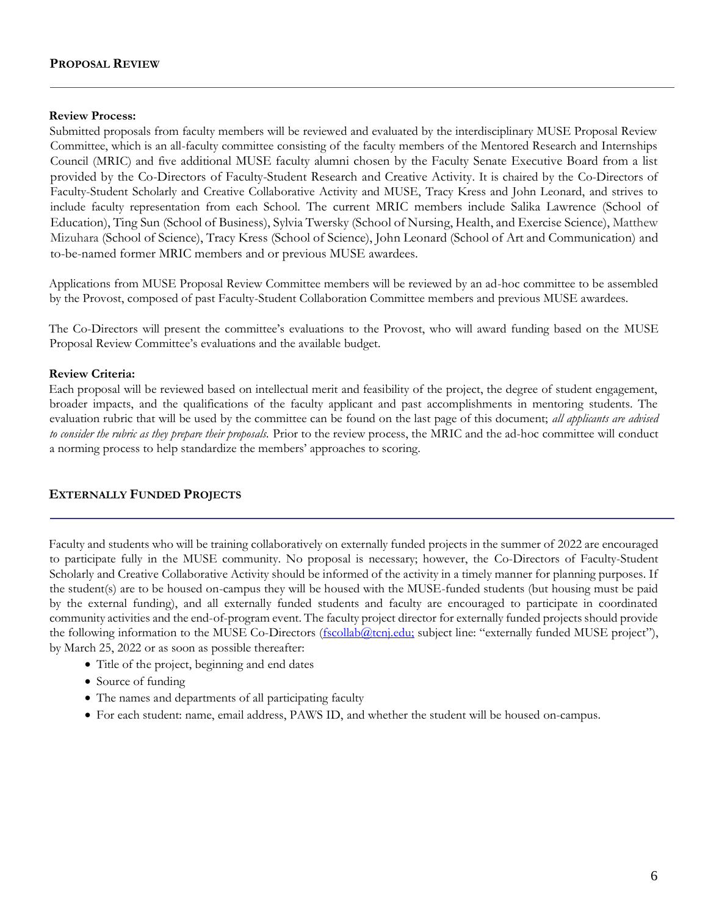## Proposal Review

**Review Process:**

Submitted proposals from faculty members will be reviewed and evaluated by the interdisciplinary MUSE Proposal Review Committee, which is an all-faculty committee consisting of the faculty members of the Mentored Research and Internships Council (MRIC) and five additional MUSE faculty alumni chosen by the Faculty Senate Executive Board from a list provided by the Co-Directors of Faculty-Student Research and Creative Activity. It is chaired by the Co-Directors of Faculty-Student Scholarly and Creative Collaborative Activity and MUSE, Tracy Kress and John Leonard, and strives to include faculty representation from each School. The current MRIC members include Salika Lawrence (School of Education), Ting Sun (School of Business), Sylvia Twersky (School of Nursing, Health, and Exercise Science), Matthew Mizuhara (School of Science), Tracy Kress (School of Science), John Leonard (School of Art and Communication) and to-be-named former MRIC members and or previous MUSE awardees.

Applications from MUSE Proposal Review Committee members will be reviewed by an ad-hoc committee to be assembled by the Provost, composed of past Faculty-Student Collaboration Committee members and previous MUSE awardees.

The Co-Directors will present the committee's evaluations to the Provost, who will award funding based on the MUSE Proposal Review Committee's evaluations and the available budget.

**Review Criteria:**

Each proposal will be reviewed based on intellectual merit and feasibility of the project, the degree of student engagement, broader impacts, and the qualifications of the faculty applicant and past accomplishments in mentoring students. The evaluation rubric that will be used by the committee can be found on the last page of this document; *all applicants are advised to consider the rubric as they prepare their proposals.* Prior to the review process, the MRIC and the ad-hoc committee will conduct a norming process to help standardize the members' approaches to scoring.

## Externally Funded Projects

Faculty and students who will be training collaboratively on externally funded projects in the summer of 2022 are encouraged to participate fully in the MUSE community. No proposal is necessary; however, the Co-Directors of Faculty-Student Scholarly and Creative Collaborative Activity should be informed of the activity in a timely manner for planning purposes. If the student(s) are to be housed on-campus they will be housed with the MUSE-funded students (but housing must be paid by the external funding), and all externally funded students and faculty are encouraged to participate in coordinated community activities and the end-of-program event. The faculty project director for externally funded projects should provide the following information to the MUSE Co-Directors (fscollab@tcnj.edu; subject line: "externally funded MUSE project"), by March 25, 2022 or as soon as possible thereafter:

- Title of the project, beginning and end dates
- Source of funding
- The names and departments of all participating faculty
- For each student: name, email address, PAWS ID, and whether the student will be housed on-campus.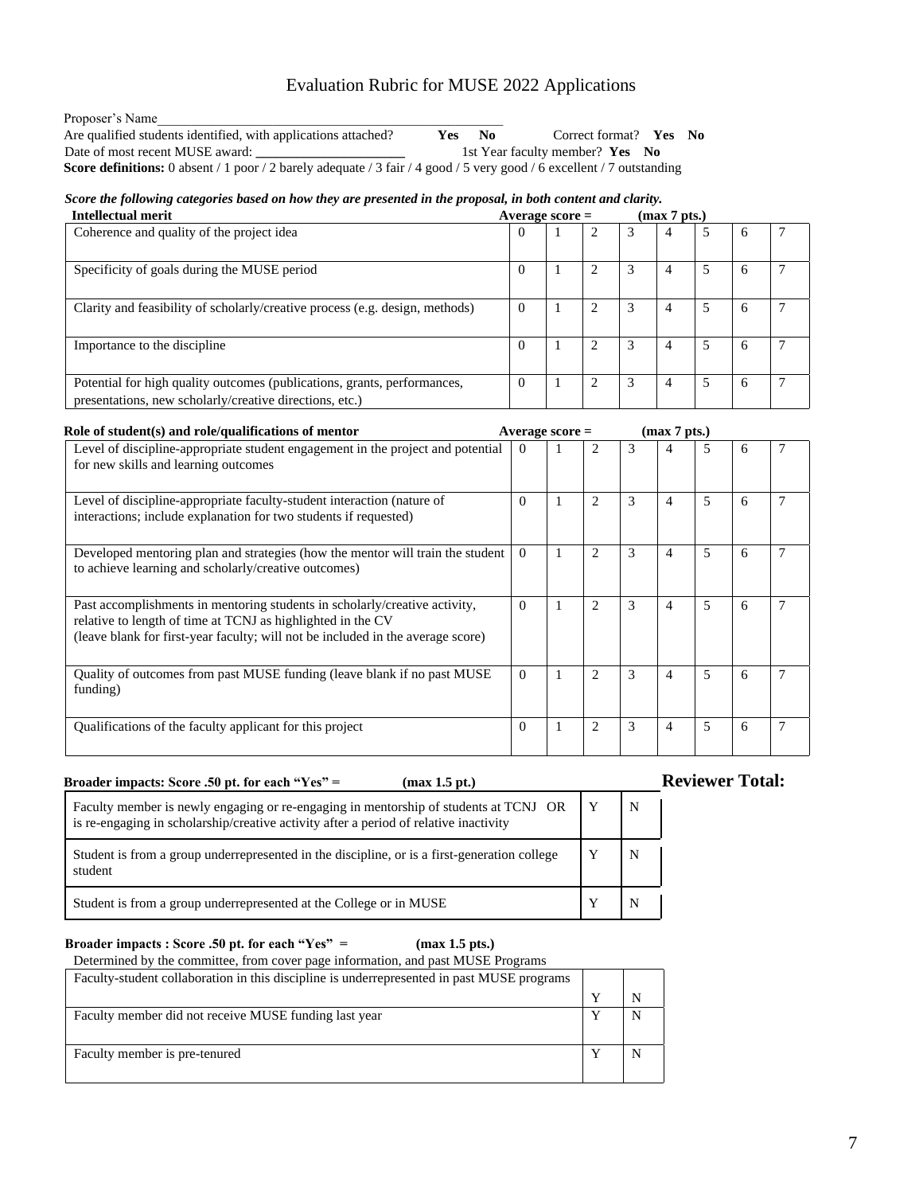# Evaluation Rubric for MUSE 2022 Applications

Proposer's Name___________________________________________________

Are qualified students identified, with applications attached? **Yes No** Correct format? **Yes No**

Date of most recent MUSE award: ______________________ 1st Year faculty member? **Yes No**

**Score definitions:** 0 absent / 1 poor / 2 barely adequate / 3 fair / 4 good / 5 very good / 6 excellent / 7 outstanding

***Score the following categories based on how they are presented in the proposal, in both content and clarity.***

**Intellectual merit** **Average score =** **(max 7 pts.)**

| | | | | | | | | |
|---|---|---|---|---|---|---|---|---|
| Coherence and quality of the project idea | 0 | 1 | 2 | 3 | 4 | 5 | 6 | 7 |
| Specificity of goals during the MUSE period | 0 | 1 | 2 | 3 | 4 | 5 | 6 | 7 |
| Clarity and feasibility of scholarly/creative process (e.g. design, methods) | 0 | 1 | 2 | 3 | 4 | 5 | 6 | 7 |
| Importance to the discipline | 0 | 1 | 2 | 3 | 4 | 5 | 6 | 7 |
| Potential for high quality outcomes (publications, grants, performances, presentations, new scholarly/creative directions, etc.) | 0 | 1 | 2 | 3 | 4 | 5 | 6 | 7 |

**Role of student(s) and role/qualifications of mentor** **Average score =** **(max 7 pts.)**

| | | | | | | | | |
|---|---|---|---|---|---|---|---|---|
| Level of discipline-appropriate student engagement in the project and potential for new skills and learning outcomes | 0 | 1 | 2 | 3 | 4 | 5 | 6 | 7 |
| Level of discipline-appropriate faculty-student interaction (nature of interactions; include explanation for two students if requested) | 0 | 1 | 2 | 3 | 4 | 5 | 6 | 7 |
| Developed mentoring plan and strategies (how the mentor will train the student to achieve learning and scholarly/creative outcomes) | 0 | 1 | 2 | 3 | 4 | 5 | 6 | 7 |
| Past accomplishments in mentoring students in scholarly/creative activity, relative to length of time at TCNJ as highlighted in the CV (leave blank for first-year faculty; will not be included in the average score) | 0 | 1 | 2 | 3 | 4 | 5 | 6 | 7 |
| Quality of outcomes from past MUSE funding (leave blank if no past MUSE funding) | 0 | 1 | 2 | 3 | 4 | 5 | 6 | 7 |
| Qualifications of the faculty applicant for this project | 0 | 1 | 2 | 3 | 4 | 5 | 6 | 7 |

**Broader impacts: Score .50 pt. for each "Yes" =** **(max 1.5 pt.)**

**Reviewer Total:**

| | | |
|---|---|---|
| Faculty member is newly engaging or re-engaging in mentorship of students at TCNJ OR is re-engaging in scholarship/creative activity after a period of relative inactivity | Y | N |
| Student is from a group underrepresented in the discipline, or is a first-generation college student | Y | N |
| Student is from a group underrepresented at the College or in MUSE | Y | N |

**Broader impacts : Score .50 pt. for each "Yes" =** **(max 1.5 pts.)**

Determined by the committee, from cover page information, and past MUSE Programs

| | | |
|---|---|---|
| Faculty-student collaboration in this discipline is underrepresented in past MUSE programs | Y | N |
| Faculty member did not receive MUSE funding last year | Y | N |
| Faculty member is pre-tenured | Y | N |